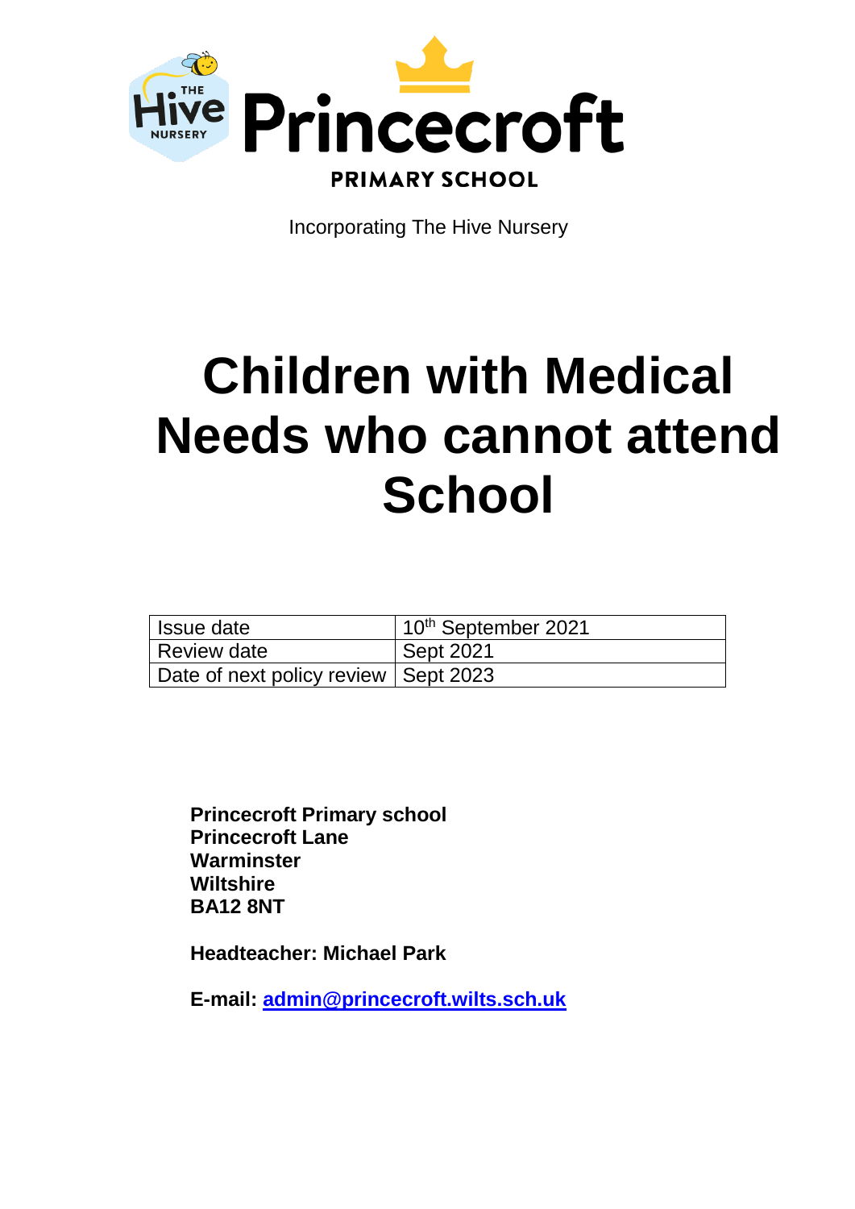Princecroft

PRIMARY SCHOOL

Incorporating The Hive Nursery

# Children with Medical Needs who cannot attend School

| Issue date | 10th September 2021 |
| --- | --- |
| Review date | Sept 2021 |
| Date of next policy review | Sept 2023 |

**Princecroft Primary school**
**Princecroft Lane**
**Warminster**
**Wiltshire**
**BA12 8NT**

**Headteacher: Michael Park**

**E-mail: admin@princecroft.wilts.sch.uk**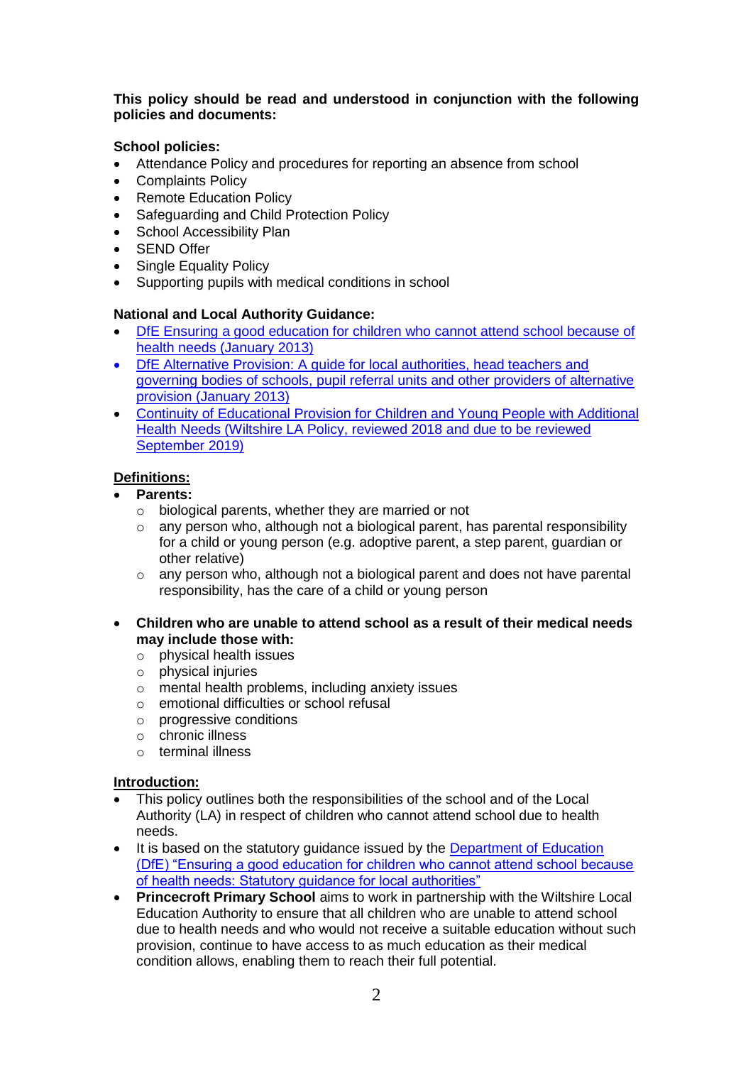**This policy should be read and understood in conjunction with the following policies and documents:**

**School policies:**

- Attendance Policy and procedures for reporting an absence from school
- Complaints Policy
- Remote Education Policy
- Safeguarding and Child Protection Policy
- School Accessibility Plan
- SEND Offer
- Single Equality Policy
- Supporting pupils with medical conditions in school

**National and Local Authority Guidance:**

- DfE Ensuring a good education for children who cannot attend school because of health needs (January 2013)
- DfE Alternative Provision: A guide for local authorities, head teachers and governing bodies of schools, pupil referral units and other providers of alternative provision (January 2013)
- Continuity of Educational Provision for Children and Young People with Additional Health Needs (Wiltshire LA Policy, reviewed 2018 and due to be reviewed September 2019)

**Definitions:**

- **Parents:**
  - biological parents, whether they are married or not
  - any person who, although not a biological parent, has parental responsibility for a child or young person (e.g. adoptive parent, a step parent, guardian or other relative)
  - any person who, although not a biological parent and does not have parental responsibility, has the care of a child or young person

- **Children who are unable to attend school as a result of their medical needs may include those with:**
  - physical health issues
  - physical injuries
  - mental health problems, including anxiety issues
  - emotional difficulties or school refusal
  - progressive conditions
  - chronic illness
  - terminal illness

**Introduction:**

- This policy outlines both the responsibilities of the school and of the Local Authority (LA) in respect of children who cannot attend school due to health needs.
- It is based on the statutory guidance issued by the Department of Education (DfE) "Ensuring a good education for children who cannot attend school because of health needs: Statutory guidance for local authorities"
- **Princecroft Primary School** aims to work in partnership with the Wiltshire Local Education Authority to ensure that all children who are unable to attend school due to health needs and who would not receive a suitable education without such provision, continue to have access to as much education as their medical condition allows, enabling them to reach their full potential.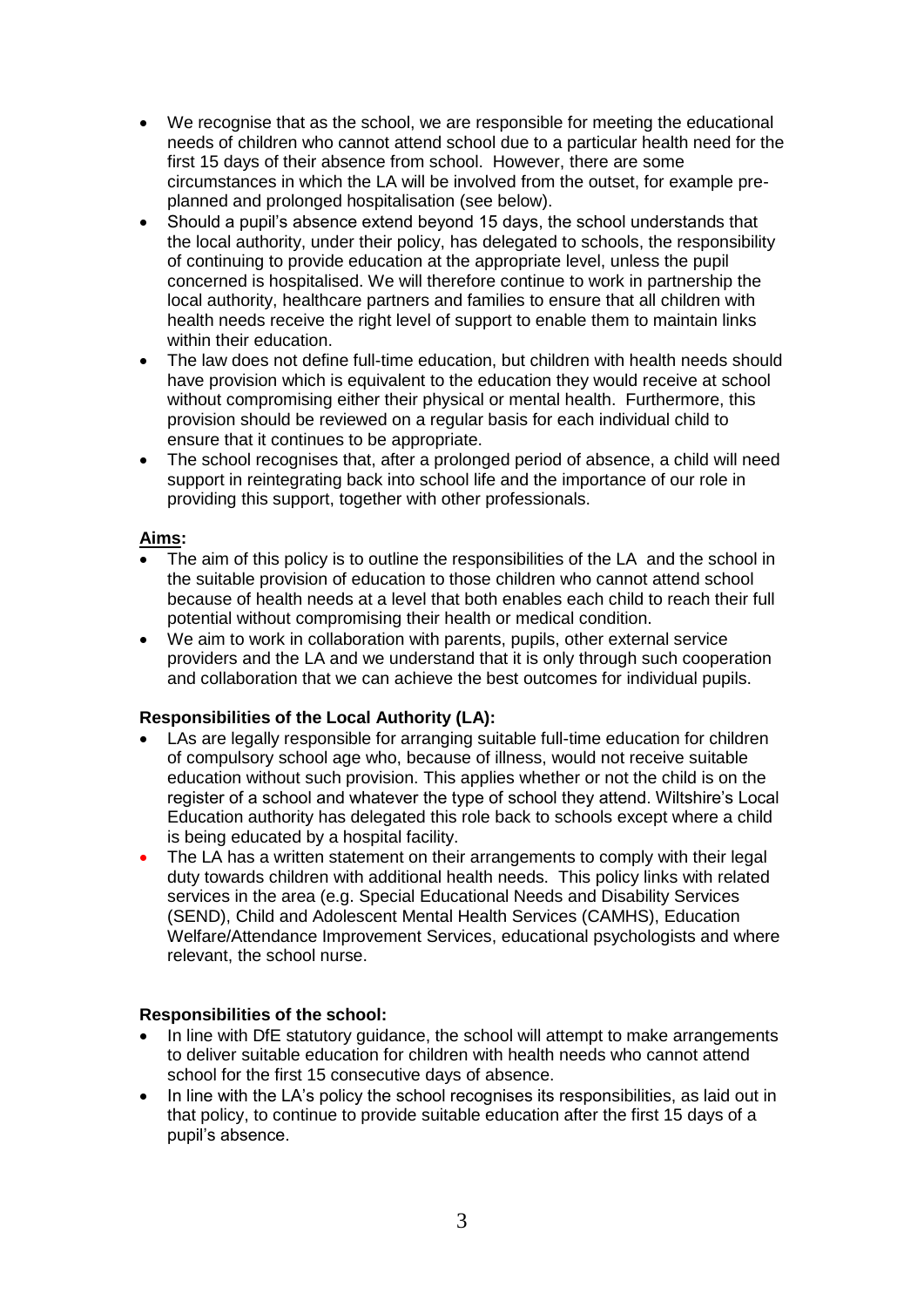- We recognise that as the school, we are responsible for meeting the educational needs of children who cannot attend school due to a particular health need for the first 15 days of their absence from school. However, there are some circumstances in which the LA will be involved from the outset, for example pre-planned and prolonged hospitalisation (see below).
- Should a pupil's absence extend beyond 15 days, the school understands that the local authority, under their policy, has delegated to schools, the responsibility of continuing to provide education at the appropriate level, unless the pupil concerned is hospitalised. We will therefore continue to work in partnership the local authority, healthcare partners and families to ensure that all children with health needs receive the right level of support to enable them to maintain links within their education.
- The law does not define full-time education, but children with health needs should have provision which is equivalent to the education they would receive at school without compromising either their physical or mental health. Furthermore, this provision should be reviewed on a regular basis for each individual child to ensure that it continues to be appropriate.
- The school recognises that, after a prolonged period of absence, a child will need support in reintegrating back into school life and the importance of our role in providing this support, together with other professionals.

**Aims:**

- The aim of this policy is to outline the responsibilities of the LA and the school in the suitable provision of education to those children who cannot attend school because of health needs at a level that both enables each child to reach their full potential without compromising their health or medical condition.
- We aim to work in collaboration with parents, pupils, other external service providers and the LA and we understand that it is only through such cooperation and collaboration that we can achieve the best outcomes for individual pupils.

**Responsibilities of the Local Authority (LA):**

- LAs are legally responsible for arranging suitable full-time education for children of compulsory school age who, because of illness, would not receive suitable education without such provision. This applies whether or not the child is on the register of a school and whatever the type of school they attend. Wiltshire's Local Education authority has delegated this role back to schools except where a child is being educated by a hospital facility.
- The LA has a written statement on their arrangements to comply with their legal duty towards children with additional health needs. This policy links with related services in the area (e.g. Special Educational Needs and Disability Services (SEND), Child and Adolescent Mental Health Services (CAMHS), Education Welfare/Attendance Improvement Services, educational psychologists and where relevant, the school nurse.

**Responsibilities of the school:**

- In line with DfE statutory guidance, the school will attempt to make arrangements to deliver suitable education for children with health needs who cannot attend school for the first 15 consecutive days of absence.
- In line with the LA's policy the school recognises its responsibilities, as laid out in that policy, to continue to provide suitable education after the first 15 days of a pupil's absence.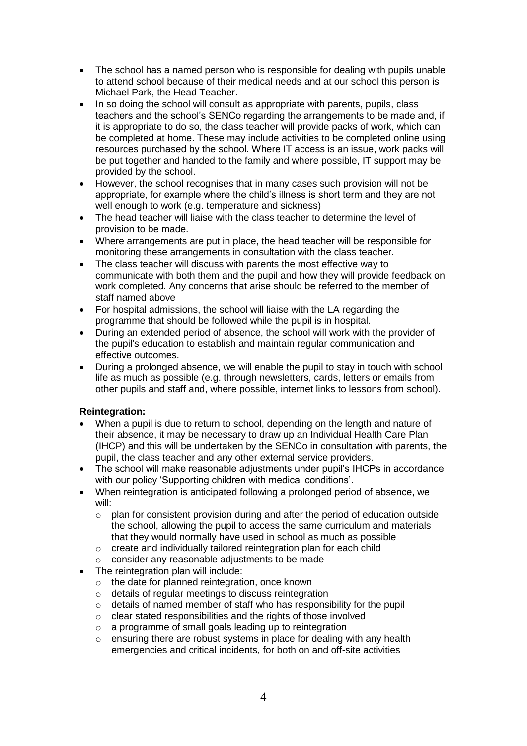- The school has a named person who is responsible for dealing with pupils unable to attend school because of their medical needs and at our school this person is Michael Park, the Head Teacher.
- In so doing the school will consult as appropriate with parents, pupils, class teachers and the school's SENCo regarding the arrangements to be made and, if it is appropriate to do so, the class teacher will provide packs of work, which can be completed at home. These may include activities to be completed online using resources purchased by the school. Where IT access is an issue, work packs will be put together and handed to the family and where possible, IT support may be provided by the school.
- However, the school recognises that in many cases such provision will not be appropriate, for example where the child's illness is short term and they are not well enough to work (e.g. temperature and sickness)
- The head teacher will liaise with the class teacher to determine the level of provision to be made.
- Where arrangements are put in place, the head teacher will be responsible for monitoring these arrangements in consultation with the class teacher.
- The class teacher will discuss with parents the most effective way to communicate with both them and the pupil and how they will provide feedback on work completed. Any concerns that arise should be referred to the member of staff named above
- For hospital admissions, the school will liaise with the LA regarding the programme that should be followed while the pupil is in hospital.
- During an extended period of absence, the school will work with the provider of the pupil's education to establish and maintain regular communication and effective outcomes.
- During a prolonged absence, we will enable the pupil to stay in touch with school life as much as possible (e.g. through newsletters, cards, letters or emails from other pupils and staff and, where possible, internet links to lessons from school).

**Reintegration:**

- When a pupil is due to return to school, depending on the length and nature of their absence, it may be necessary to draw up an Individual Health Care Plan (IHCP) and this will be undertaken by the SENCo in consultation with parents, the pupil, the class teacher and any other external service providers.
- The school will make reasonable adjustments under pupil's IHCPs in accordance with our policy 'Supporting children with medical conditions'.
- When reintegration is anticipated following a prolonged period of absence, we will:
  - plan for consistent provision during and after the period of education outside the school, allowing the pupil to access the same curriculum and materials that they would normally have used in school as much as possible
  - create and individually tailored reintegration plan for each child
  - consider any reasonable adjustments to be made
- The reintegration plan will include:
  - the date for planned reintegration, once known
  - details of regular meetings to discuss reintegration
  - details of named member of staff who has responsibility for the pupil
  - clear stated responsibilities and the rights of those involved
  - a programme of small goals leading up to reintegration
  - ensuring there are robust systems in place for dealing with any health emergencies and critical incidents, for both on and off-site activities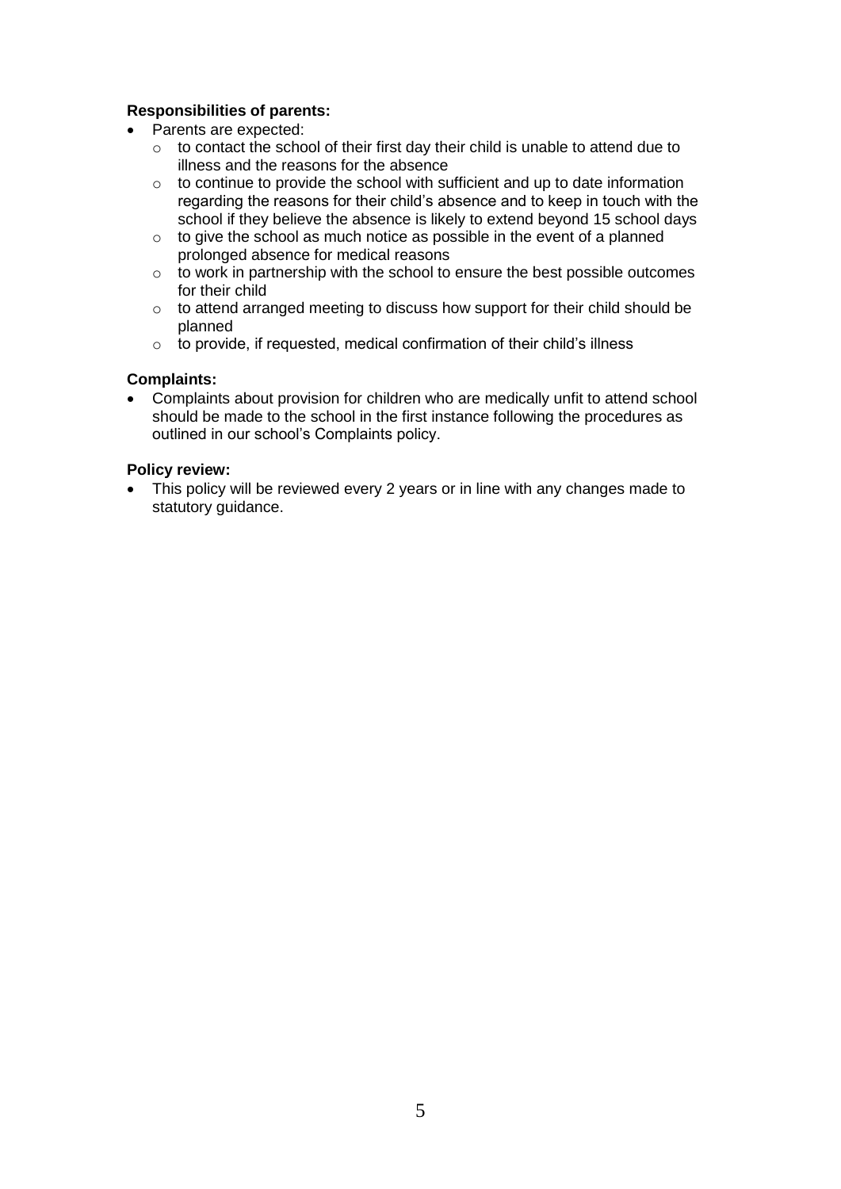**Responsibilities of parents:**

- Parents are expected:
  - to contact the school of their first day their child is unable to attend due to illness and the reasons for the absence
  - to continue to provide the school with sufficient and up to date information regarding the reasons for their child's absence and to keep in touch with the school if they believe the absence is likely to extend beyond 15 school days
  - to give the school as much notice as possible in the event of a planned prolonged absence for medical reasons
  - to work in partnership with the school to ensure the best possible outcomes for their child
  - to attend arranged meeting to discuss how support for their child should be planned
  - to provide, if requested, medical confirmation of their child's illness

**Complaints:**

- Complaints about provision for children who are medically unfit to attend school should be made to the school in the first instance following the procedures as outlined in our school's Complaints policy.

**Policy review:**

- This policy will be reviewed every 2 years or in line with any changes made to statutory guidance.